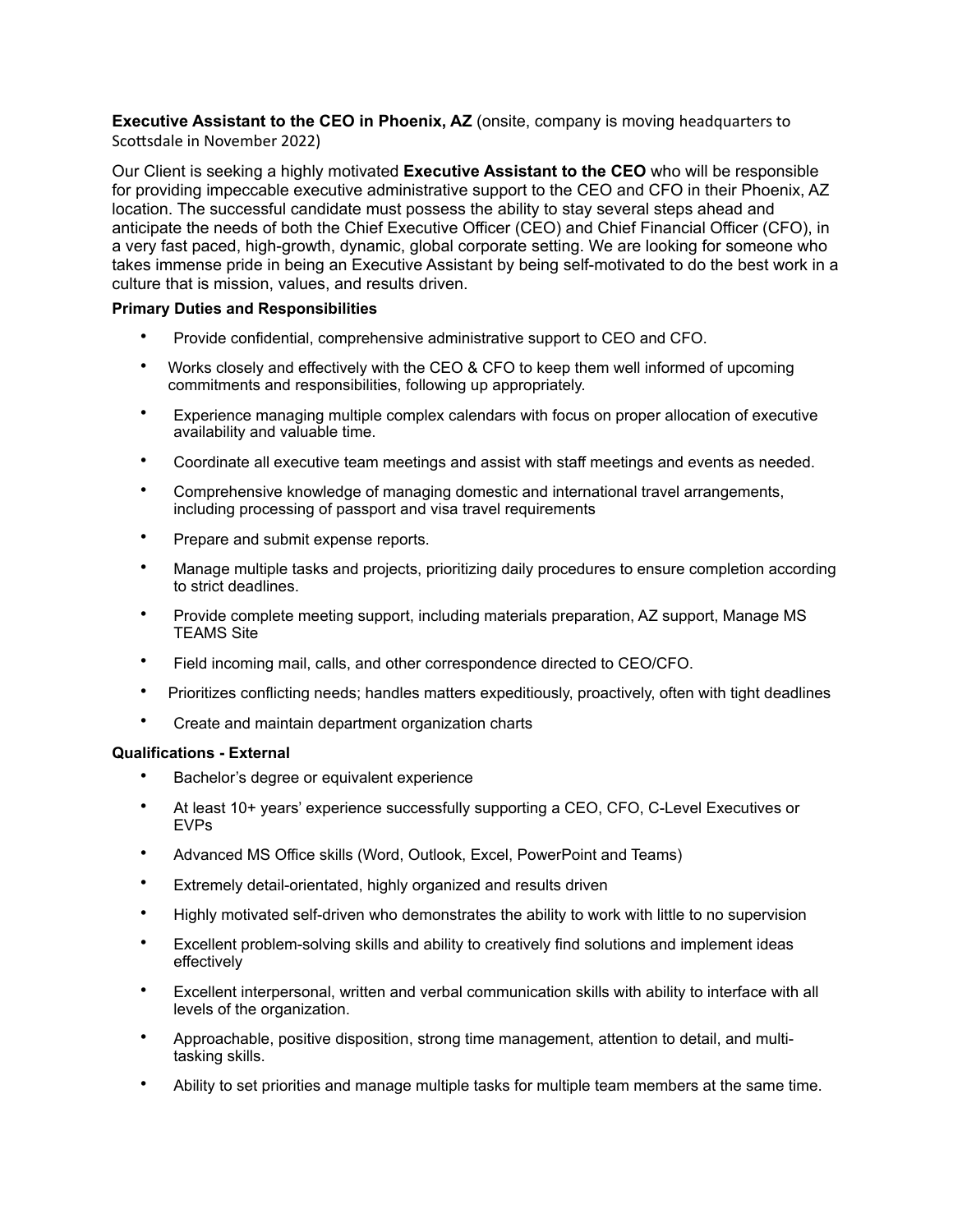**Executive Assistant to the CEO in Phoenix, AZ** (onsite, company is moving headquarters to Scottsdale in November 2022)

Our Client is seeking a highly motivated **Executive Assistant to the CEO** who will be responsible for providing impeccable executive administrative support to the CEO and CFO in their Phoenix, AZ location. The successful candidate must possess the ability to stay several steps ahead and anticipate the needs of both the Chief Executive Officer (CEO) and Chief Financial Officer (CFO), in a very fast paced, high-growth, dynamic, global corporate setting. We are looking for someone who takes immense pride in being an Executive Assistant by being self-motivated to do the best work in a culture that is mission, values, and results driven.

**Primary Duties and Responsibilities**

- Provide confidential, comprehensive administrative support to CEO and CFO.
- Works closely and effectively with the CEO & CFO to keep them well informed of upcoming commitments and responsibilities, following up appropriately.
- Experience managing multiple complex calendars with focus on proper allocation of executive availability and valuable time.
- Coordinate all executive team meetings and assist with staff meetings and events as needed.
- Comprehensive knowledge of managing domestic and international travel arrangements, including processing of passport and visa travel requirements
- Prepare and submit expense reports.
- Manage multiple tasks and projects, prioritizing daily procedures to ensure completion according to strict deadlines.
- Provide complete meeting support, including materials preparation, AZ support, Manage MS TEAMS Site
- Field incoming mail, calls, and other correspondence directed to CEO/CFO.
- Prioritizes conflicting needs; handles matters expeditiously, proactively, often with tight deadlines
- Create and maintain department organization charts

**Qualifications - External**

- Bachelor's degree or equivalent experience
- At least 10+ years' experience successfully supporting a CEO, CFO, C-Level Executives or EVPs
- Advanced MS Office skills (Word, Outlook, Excel, PowerPoint and Teams)
- Extremely detail-orientated, highly organized and results driven
- Highly motivated self-driven who demonstrates the ability to work with little to no supervision
- Excellent problem-solving skills and ability to creatively find solutions and implement ideas effectively
- Excellent interpersonal, written and verbal communication skills with ability to interface with all levels of the organization.
- Approachable, positive disposition, strong time management, attention to detail, and multi-tasking skills.
- Ability to set priorities and manage multiple tasks for multiple team members at the same time.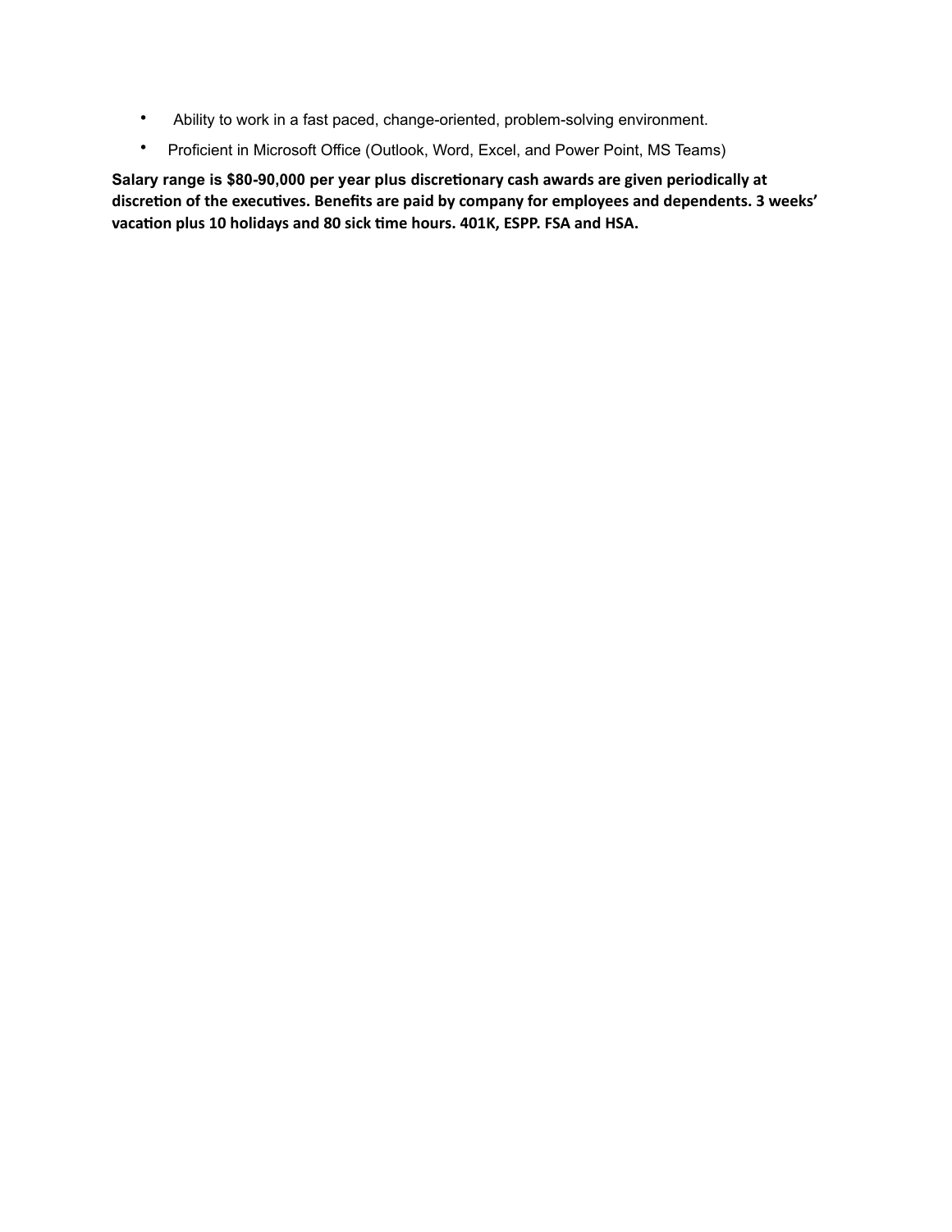- Ability to work in a fast paced, change-oriented, problem-solving environment.
- Proficient in Microsoft Office (Outlook, Word, Excel, and Power Point, MS Teams)

**Salary range is $80-90,000 per year plus discretionary cash awards are given periodically at discretion of the executives. Benefits are paid by company for employees and dependents. 3 weeks' vacation plus 10 holidays and 80 sick time hours. 401K, ESPP. FSA and HSA.**